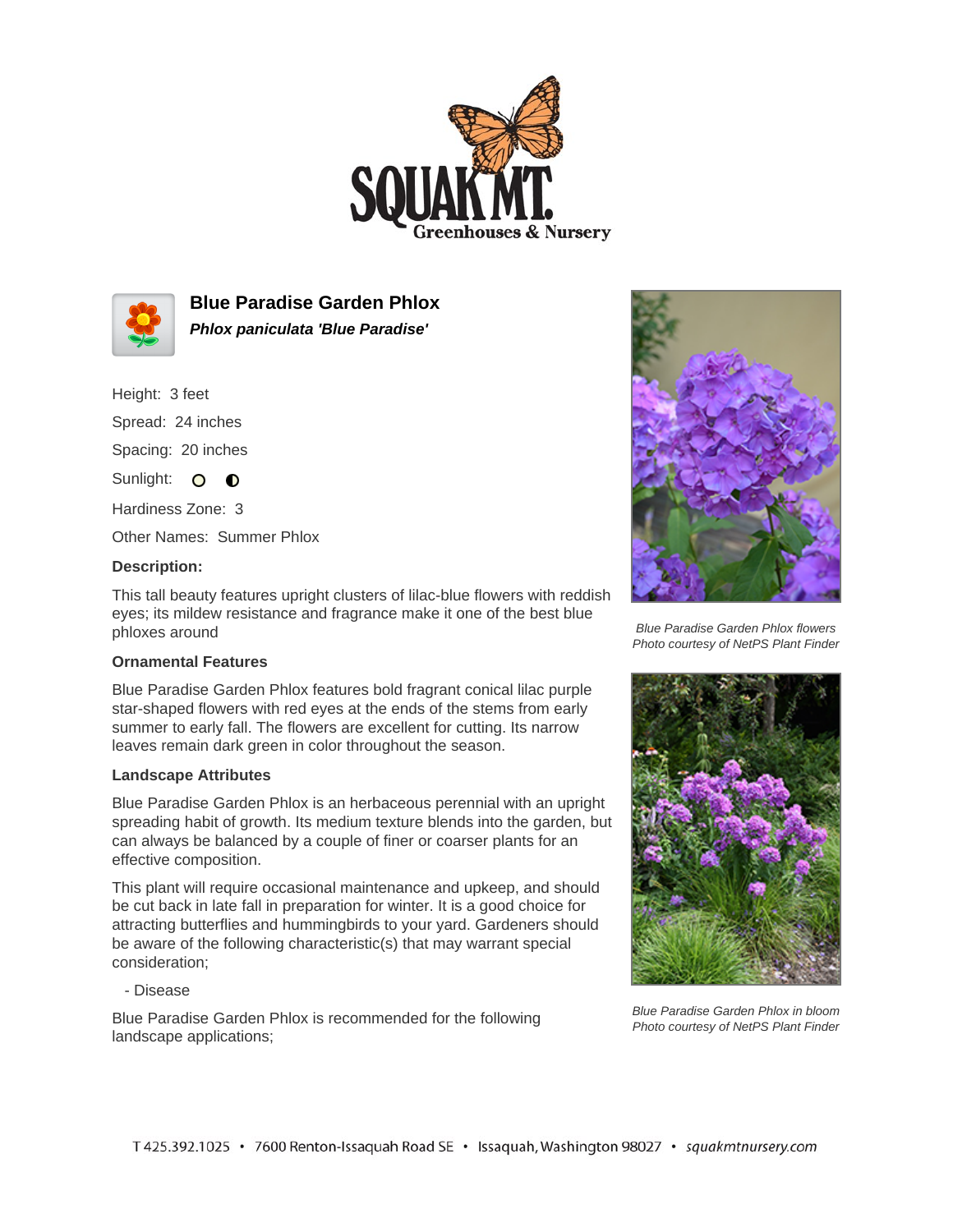# Blue Paradise Garden Phlox

***Phlox paniculata 'Blue Paradise'***

Height: 3 feet

Spread: 24 inches

Spacing: 20 inches

Sunlight: ○ ◐

Hardiness Zone: 3

Other Names: Summer Phlox

**Description:**

This tall beauty features upright clusters of lilac-blue flowers with reddish eyes; its mildew resistance and fragrance make it one of the best blue phloxes around

### Ornamental Features

Blue Paradise Garden Phlox features bold fragrant conical lilac purple star-shaped flowers with red eyes at the ends of the stems from early summer to early fall. The flowers are excellent for cutting. Its narrow leaves remain dark green in color throughout the season.

### Landscape Attributes

Blue Paradise Garden Phlox is an herbaceous perennial with an upright spreading habit of growth. Its medium texture blends into the garden, but can always be balanced by a couple of finer or coarser plants for an effective composition.

This plant will require occasional maintenance and upkeep, and should be cut back in late fall in preparation for winter. It is a good choice for attracting butterflies and hummingbirds to your yard. Gardeners should be aware of the following characteristic(s) that may warrant special consideration;

- Disease

Blue Paradise Garden Phlox is recommended for the following landscape applications;

*Blue Paradise Garden Phlox flowers*
*Photo courtesy of NetPS Plant Finder*

*Blue Paradise Garden Phlox in bloom*
*Photo courtesy of NetPS Plant Finder*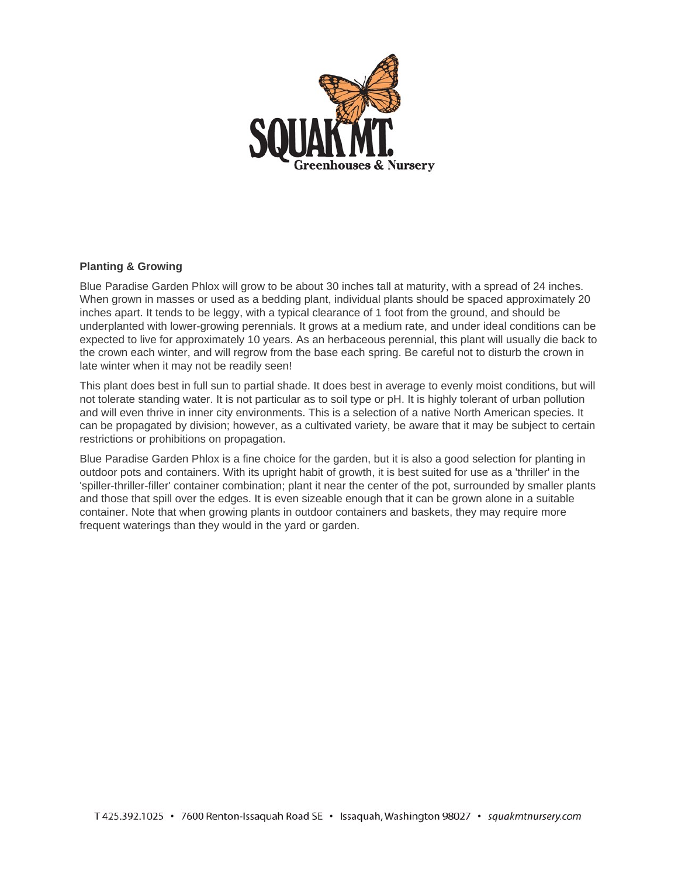**Planting & Growing**

Blue Paradise Garden Phlox will grow to be about 30 inches tall at maturity, with a spread of 24 inches. When grown in masses or used as a bedding plant, individual plants should be spaced approximately 20 inches apart. It tends to be leggy, with a typical clearance of 1 foot from the ground, and should be underplanted with lower-growing perennials. It grows at a medium rate, and under ideal conditions can be expected to live for approximately 10 years. As an herbaceous perennial, this plant will usually die back to the crown each winter, and will regrow from the base each spring. Be careful not to disturb the crown in late winter when it may not be readily seen!

This plant does best in full sun to partial shade. It does best in average to evenly moist conditions, but will not tolerate standing water. It is not particular as to soil type or pH. It is highly tolerant of urban pollution and will even thrive in inner city environments. This is a selection of a native North American species. It can be propagated by division; however, as a cultivated variety, be aware that it may be subject to certain restrictions or prohibitions on propagation.

Blue Paradise Garden Phlox is a fine choice for the garden, but it is also a good selection for planting in outdoor pots and containers. With its upright habit of growth, it is best suited for use as a 'thriller' in the 'spiller-thriller-filler' container combination; plant it near the center of the pot, surrounded by smaller plants and those that spill over the edges. It is even sizeable enough that it can be grown alone in a suitable container. Note that when growing plants in outdoor containers and baskets, they may require more frequent waterings than they would in the yard or garden.